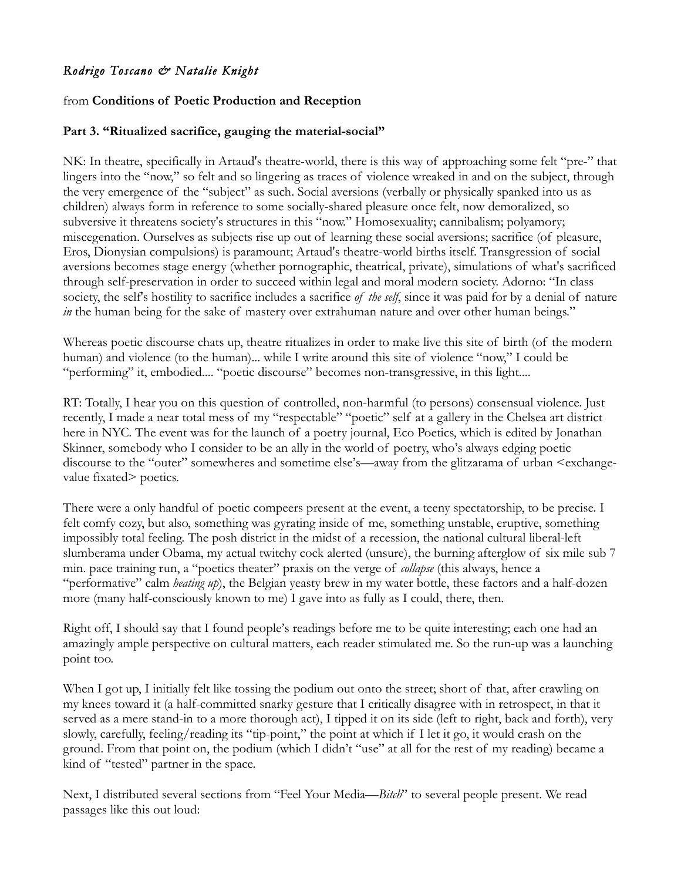*Rodrigo Toscano & Natalie Knight*

from **Conditions of Poetic Production and Reception**

**Part 3. "Ritualized sacrifice, gauging the material-social"**

NK: In theatre, specifically in Artaud's theatre-world, there is this way of approaching some felt "pre-" that lingers into the "now," so felt and so lingering as traces of violence wreaked in and on the subject, through the very emergence of the "subject" as such. Social aversions (verbally or physically spanked into us as children) always form in reference to some socially-shared pleasure once felt, now demoralized, so subversive it threatens society's structures in this "now." Homosexuality; cannibalism; polyamory; miscegenation. Ourselves as subjects rise up out of learning these social aversions; sacrifice (of pleasure, Eros, Dionysian compulsions) is paramount; Artaud's theatre-world births itself. Transgression of social aversions becomes stage energy (whether pornographic, theatrical, private), simulations of what's sacrificed through self-preservation in order to succeed within legal and moral modern society. Adorno: "In class society, the self's hostility to sacrifice includes a sacrifice *of the self*, since it was paid for by a denial of nature *in* the human being for the sake of mastery over extrahuman nature and over other human beings."

Whereas poetic discourse chats up, theatre ritualizes in order to make live this site of birth (of the modern human) and violence (to the human)... while I write around this site of violence "now," I could be "performing" it, embodied.... "poetic discourse" becomes non-transgressive, in this light....

RT: Totally, I hear you on this question of controlled, non-harmful (to persons) consensual violence. Just recently, I made a near total mess of my "respectable" "poetic" self at a gallery in the Chelsea art district here in NYC. The event was for the launch of a poetry journal, Eco Poetics, which is edited by Jonathan Skinner, somebody who I consider to be an ally in the world of poetry, who's always edging poetic discourse to the "outer" somewheres and sometime else's—away from the glitzarama of urban <exchange-value fixated> poetics.

There were a only handful of poetic compeers present at the event, a teeny spectatorship, to be precise. I felt comfy cozy, but also, something was gyrating inside of me, something unstable, eruptive, something impossibly total feeling. The posh district in the midst of a recession, the national cultural liberal-left slumberama under Obama, my actual twitchy cock alerted (unsure), the burning afterglow of six mile sub 7 min. pace training run, a "poetics theater" praxis on the verge of *collapse* (this always, hence a "performative" calm *heating up*), the Belgian yeasty brew in my water bottle, these factors and a half-dozen more (many half-consciously known to me) I gave into as fully as I could, there, then.

Right off, I should say that I found people's readings before me to be quite interesting; each one had an amazingly ample perspective on cultural matters, each reader stimulated me. So the run-up was a launching point too.

When I got up, I initially felt like tossing the podium out onto the street; short of that, after crawling on my knees toward it (a half-committed snarky gesture that I critically disagree with in retrospect, in that it served as a mere stand-in to a more thorough act), I tipped it on its side (left to right, back and forth), very slowly, carefully, feeling/reading its "tip-point," the point at which if I let it go, it would crash on the ground. From that point on, the podium (which I didn't "use" at all for the rest of my reading) became a kind of "tested" partner in the space.

Next, I distributed several sections from "Feel Your Media—*Bitch*" to several people present. We read passages like this out loud: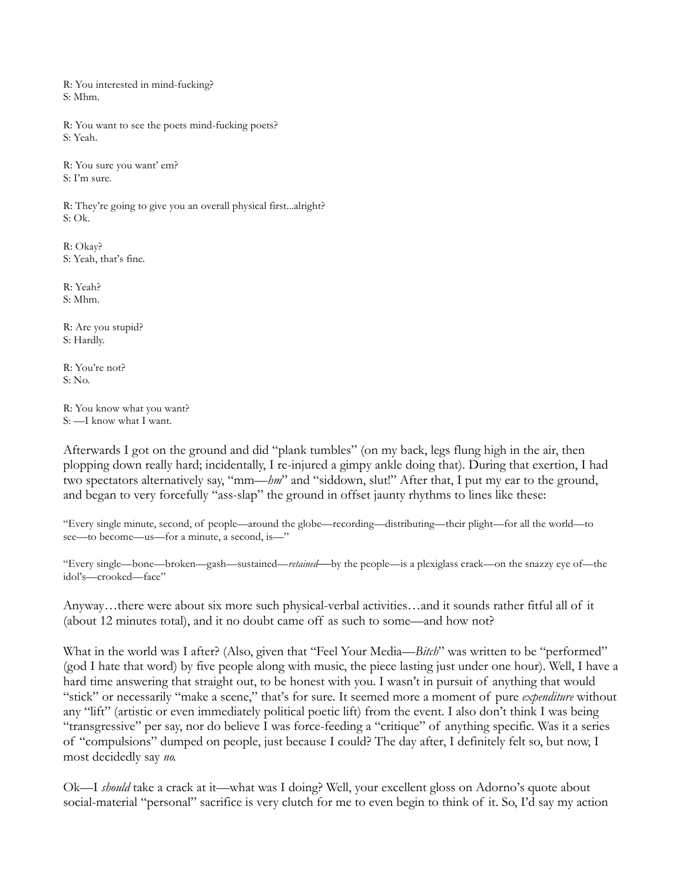R: You interested in mind-fucking?
S: Mhm.

R: You want to see the poets mind-fucking poets?
S: Yeah.

R: You sure you want' em?
S: I'm sure.

R: They're going to give you an overall physical first...alright?
S: Ok.

R: Okay?
S: Yeah, that's fine.

R: Yeah?
S: Mhm.

R: Are you stupid?
S: Hardly.

R: You're not?
S: No.

R: You know what you want?
S: —I know what I want.

Afterwards I got on the ground and did "plank tumbles" (on my back, legs flung high in the air, then plopping down really hard; incidentally, I re-injured a gimpy ankle doing that). During that exertion, I had two spectators alternatively say, "mm—*hm*" and "siddown, slut!" After that, I put my ear to the ground, and began to very forcefully "ass-slap" the ground in offset jaunty rhythms to lines like these:

"Every single minute, second, of people—around the globe—recording—distributing—their plight—for all the world—to see—to become—us—for a minute, a second, is—"

"Every single—bone—broken—gash—sustained—*retained*—by the people—is a plexiglass crack—on the snazzy eye of—the idol's—crooked—face"

Anyway…there were about six more such physical-verbal activities…and it sounds rather fitful all of it (about 12 minutes total), and it no doubt came off as such to some—and how not?

What in the world was I after? (Also, given that "Feel Your Media—*Bitch*" was written to be "performed" (god I hate that word) by five people along with music, the piece lasting just under one hour). Well, I have a hard time answering that straight out, to be honest with you. I wasn't in pursuit of anything that would "stick" or necessarily "make a scene," that's for sure. It seemed more a moment of pure *expenditure* without any "lift" (artistic or even immediately political poetic lift) from the event. I also don't think I was being "transgressive" per say, nor do believe I was force-feeding a "critique" of anything specific. Was it a series of "compulsions" dumped on people, just because I could? The day after, I definitely felt so, but now, I most decidedly say *no*.

Ok—I *should* take a crack at it—what was I doing? Well, your excellent gloss on Adorno's quote about social-material "personal" sacrifice is very clutch for me to even begin to think of it. So, I'd say my action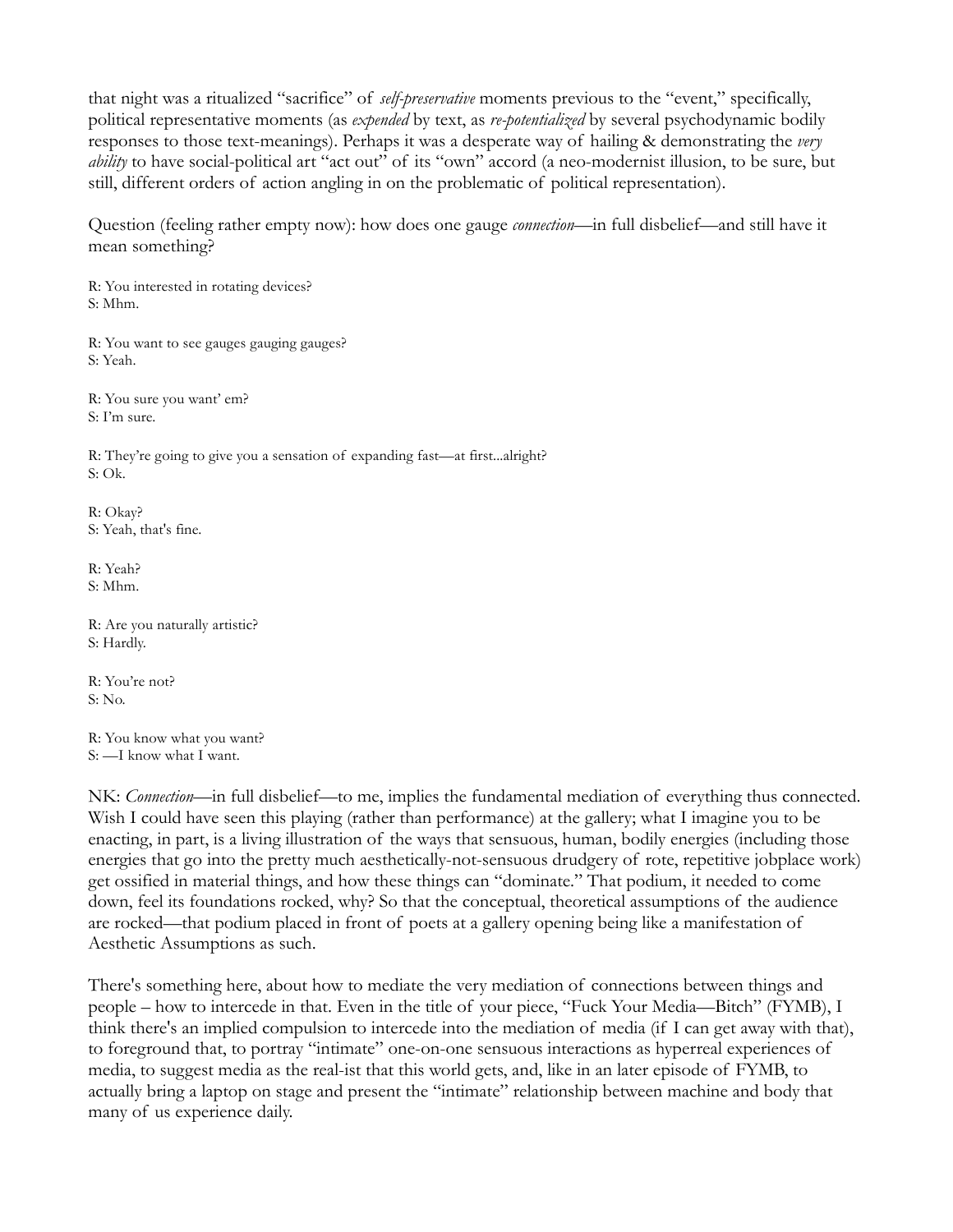that night was a ritualized "sacrifice" of *self-preservative* moments previous to the "event," specifically, political representative moments (as *expended* by text, as *re-potentialized* by several psychodynamic bodily responses to those text-meanings). Perhaps it was a desperate way of hailing & demonstrating the *very ability* to have social-political art "act out" of its "own" accord (a neo-modernist illusion, to be sure, but still, different orders of action angling in on the problematic of political representation).

Question (feeling rather empty now): how does one gauge *connection*—in full disbelief—and still have it mean something?

R: You interested in rotating devices?
S: Mhm.

R: You want to see gauges gauging gauges?
S: Yeah.

R: You sure you want' em?
S: I'm sure.

R: They're going to give you a sensation of expanding fast—at first...alright?
S: Ok.

R: Okay?
S: Yeah, that's fine.

R: Yeah?
S: Mhm.

R: Are you naturally artistic?
S: Hardly.

R: You're not?
S: No.

R: You know what you want?
S: —I know what I want.

NK: *Connection*—in full disbelief—to me, implies the fundamental mediation of everything thus connected. Wish I could have seen this playing (rather than performance) at the gallery; what I imagine you to be enacting, in part, is a living illustration of the ways that sensuous, human, bodily energies (including those energies that go into the pretty much aesthetically-not-sensuous drudgery of rote, repetitive jobplace work) get ossified in material things, and how these things can "dominate." That podium, it needed to come down, feel its foundations rocked, why? So that the conceptual, theoretical assumptions of the audience are rocked—that podium placed in front of poets at a gallery opening being like a manifestation of Aesthetic Assumptions as such.

There's something here, about how to mediate the very mediation of connections between things and people – how to intercede in that. Even in the title of your piece, "Fuck Your Media—Bitch" (FYMB), I think there's an implied compulsion to intercede into the mediation of media (if I can get away with that), to foreground that, to portray "intimate" one-on-one sensuous interactions as hyperreal experiences of media, to suggest media as the real-ist that this world gets, and, like in an later episode of FYMB, to actually bring a laptop on stage and present the "intimate" relationship between machine and body that many of us experience daily.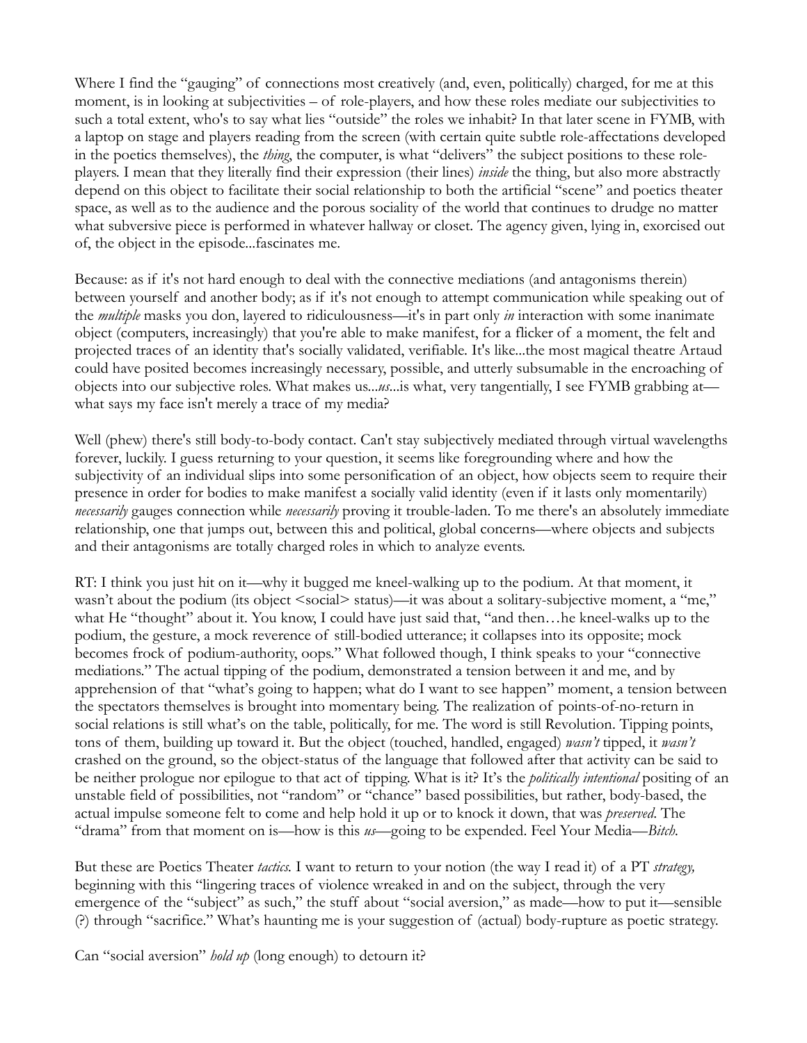Where I find the "gauging" of connections most creatively (and, even, politically) charged, for me at this moment, is in looking at subjectivities – of role-players, and how these roles mediate our subjectivities to such a total extent, who's to say what lies "outside" the roles we inhabit? In that later scene in FYMB, with a laptop on stage and players reading from the screen (with certain quite subtle role-affectations developed in the poetics themselves), the *thing*, the computer, is what "delivers" the subject positions to these role-players. I mean that they literally find their expression (their lines) *inside* the thing, but also more abstractly depend on this object to facilitate their social relationship to both the artificial "scene" and poetics theater space, as well as to the audience and the porous sociality of the world that continues to drudge no matter what subversive piece is performed in whatever hallway or closet. The agency given, lying in, exorcised out of, the object in the episode...fascinates me.

Because: as if it's not hard enough to deal with the connective mediations (and antagonisms therein) between yourself and another body; as if it's not enough to attempt communication while speaking out of the *multiple* masks you don, layered to ridiculousness—it's in part only *in* interaction with some inanimate object (computers, increasingly) that you're able to make manifest, for a flicker of a moment, the felt and projected traces of an identity that's socially validated, verifiable. It's like...the most magical theatre Artaud could have posited becomes increasingly necessary, possible, and utterly subsumable in the encroaching of objects into our subjective roles. What makes us...*us*...is what, very tangentially, I see FYMB grabbing at—what says my face isn't merely a trace of my media?

Well (phew) there's still body-to-body contact. Can't stay subjectively mediated through virtual wavelengths forever, luckily. I guess returning to your question, it seems like foregrounding where and how the subjectivity of an individual slips into some personification of an object, how objects seem to require their presence in order for bodies to make manifest a socially valid identity (even if it lasts only momentarily) *necessarily* gauges connection while *necessarily* proving it trouble-laden. To me there's an absolutely immediate relationship, one that jumps out, between this and political, global concerns—where objects and subjects and their antagonisms are totally charged roles in which to analyze events.

RT: I think you just hit on it—why it bugged me kneel-walking up to the podium. At that moment, it wasn't about the podium (its object <social> status)—it was about a solitary-subjective moment, a "me," what He "thought" about it. You know, I could have just said that, "and then…he kneel-walks up to the podium, the gesture, a mock reverence of still-bodied utterance; it collapses into its opposite; mock becomes frock of podium-authority, oops." What followed though, I think speaks to your "connective mediations." The actual tipping of the podium, demonstrated a tension between it and me, and by apprehension of that "what's going to happen; what do I want to see happen" moment, a tension between the spectators themselves is brought into momentary being. The realization of points-of-no-return in social relations is still what's on the table, politically, for me. The word is still Revolution. Tipping points, tons of them, building up toward it. But the object (touched, handled, engaged) *wasn't* tipped, it *wasn't* crashed on the ground, so the object-status of the language that followed after that activity can be said to be neither prologue nor epilogue to that act of tipping. What is it? It's the *politically intentional* positing of an unstable field of possibilities, not "random" or "chance" based possibilities, but rather, body-based, the actual impulse someone felt to come and help hold it up or to knock it down, that was *preserved*. The "drama" from that moment on is—how is this *us*—going to be expended. Feel Your Media—*Bitch*.

But these are Poetics Theater *tactics*. I want to return to your notion (the way I read it) of a PT *strategy,* beginning with this "lingering traces of violence wreaked in and on the subject, through the very emergence of the "subject" as such," the stuff about "social aversion," as made—how to put it—sensible (?) through "sacrifice." What's haunting me is your suggestion of (actual) body-rupture as poetic strategy.

Can "social aversion" *hold up* (long enough) to detourn it?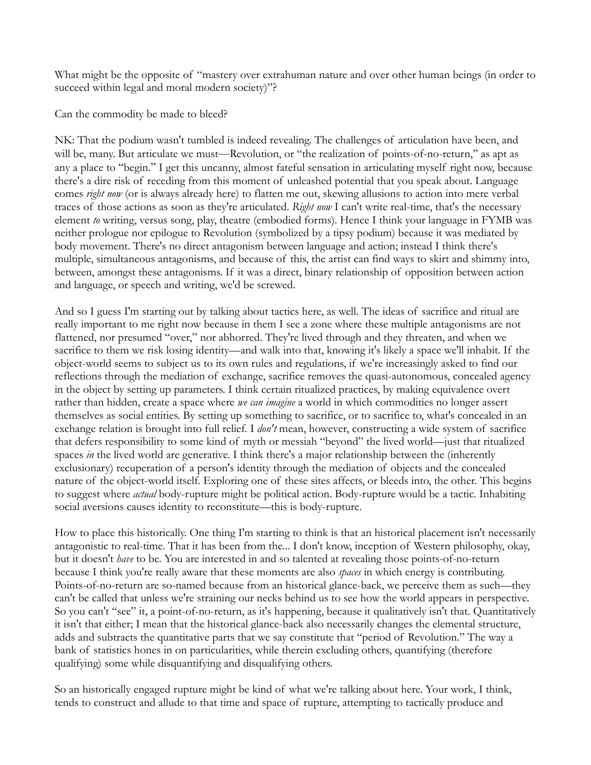What might be the opposite of "mastery over extrahuman nature and over other human beings (in order to succeed within legal and moral modern society)"?

Can the commodity be made to bleed?

NK: That the podium wasn't tumbled is indeed revealing. The challenges of articulation have been, and will be, many. But articulate we must—Revolution, or "the realization of points-of-no-return," as apt as any a place to "begin." I get this uncanny, almost fateful sensation in articulating myself right now, because there's a dire risk of receding from this moment of unleashed potential that you speak about. Language comes *right now* (or is always already here) to flatten me out, skewing allusions to action into mere verbal traces of those actions as soon as they're articulated. *Right now* I can't write real-time, that's the necessary element *to* writing, versus song, play, theatre (embodied forms). Hence I think your language in FYMB was neither prologue nor epilogue to Revolution (symbolized by a tipsy podium) because it was mediated by body movement. There's no direct antagonism between language and action; instead I think there's multiple, simultaneous antagonisms, and because of this, the artist can find ways to skirt and shimmy into, between, amongst these antagonisms. If it was a direct, binary relationship of opposition between action and language, or speech and writing, we'd be screwed.

And so I guess I'm starting out by talking about tactics here, as well. The ideas of sacrifice and ritual are really important to me right now because in them I see a zone where these multiple antagonisms are not flattened, nor presumed "over," nor abhorred. They're lived through and they threaten, and when we sacrifice to them we risk losing identity—and walk into that, knowing it's likely a space we'll inhabit. If the object-world seems to subject us to its own rules and regulations, if we're increasingly asked to find our reflections through the mediation of exchange, sacrifice removes the quasi-autonomous, concealed agency in the object by setting up parameters. I think certain ritualized practices, by making equivalence overt rather than hidden, create a space where *we can imagine* a world in which commodities no longer assert themselves as social entities. By setting up something to sacrifice, or to sacrifice to, what's concealed in an exchange relation is brought into full relief. I *don't* mean, however, constructing a wide system of sacrifice that defers responsibility to some kind of myth or messiah "beyond" the lived world—just that ritualized spaces *in* the lived world are generative. I think there's a major relationship between the (inherently exclusionary) recuperation of a person's identity through the mediation of objects and the concealed nature of the object-world itself. Exploring one of these sites affects, or bleeds into, the other. This begins to suggest where *actual* body-rupture might be political action. Body-rupture would be a tactic. Inhabiting social aversions causes identity to reconstitute—this is body-rupture.

How to place this historically. One thing I'm starting to think is that an historical placement isn't necessarily antagonistic to real-time. That it has been from the... I don't know, inception of Western philosophy, okay, but it doesn't *have* to be. You are interested in and so talented at revealing those points-of-no-return because I think you're really aware that these moments are also *spaces* in which energy is contributing. Points-of-no-return are so-named because from an historical glance-back, we perceive them as such—they can't be called that unless we're straining our necks behind us to see how the world appears in perspective. So you can't "see" it, a point-of-no-return, as it's happening, because it qualitatively isn't that. Quantitatively it isn't that either; I mean that the historical glance-back also necessarily changes the elemental structure, adds and subtracts the quantitative parts that we say constitute that "period of Revolution." The way a bank of statistics hones in on particularities, while therein excluding others, quantifying (therefore qualifying) some while disquantifying and disqualifying others.

So an historically engaged rupture might be kind of what we're talking about here. Your work, I think, tends to construct and allude to that time and space of rupture, attempting to tactically produce and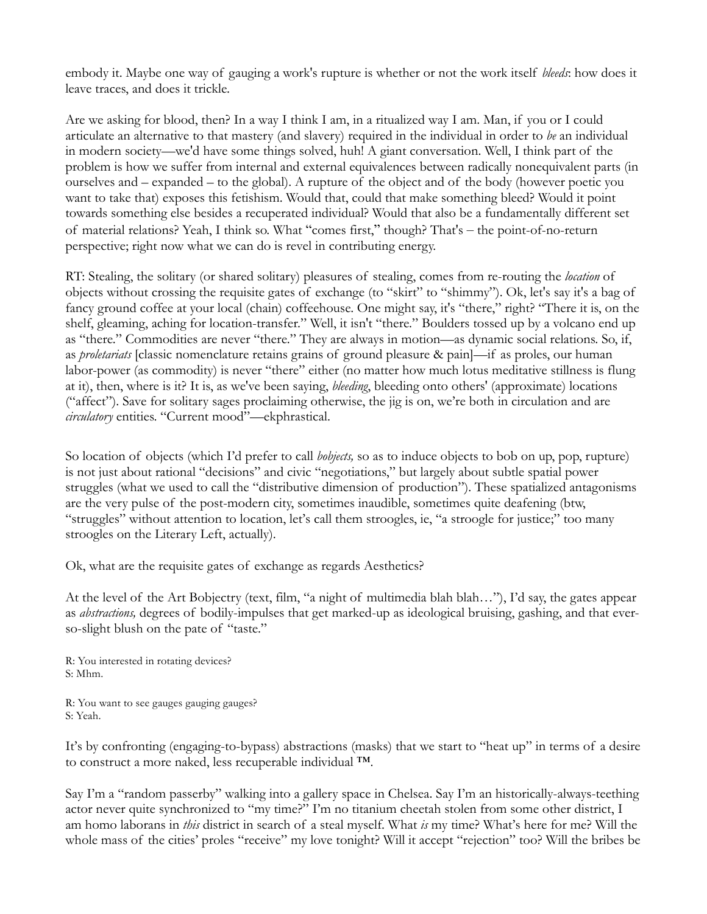embody it. Maybe one way of gauging a work's rupture is whether or not the work itself *bleeds*: how does it leave traces, and does it trickle.

Are we asking for blood, then? In a way I think I am, in a ritualized way I am. Man, if you or I could articulate an alternative to that mastery (and slavery) required in the individual in order to *be* an individual in modern society—we'd have some things solved, huh! A giant conversation. Well, I think part of the problem is how we suffer from internal and external equivalences between radically nonequivalent parts (in ourselves and – expanded – to the global). A rupture of the object and of the body (however poetic you want to take that) exposes this fetishism. Would that, could that make something bleed? Would it point towards something else besides a recuperated individual? Would that also be a fundamentally different set of material relations? Yeah, I think so. What "comes first," though? That's – the point-of-no-return perspective; right now what we can do is revel in contributing energy.

RT: Stealing, the solitary (or shared solitary) pleasures of stealing, comes from re-routing the *location* of objects without crossing the requisite gates of exchange (to "skirt" to "shimmy"). Ok, let's say it's a bag of fancy ground coffee at your local (chain) coffeehouse. One might say, it's "there," right? "There it is, on the shelf, gleaming, aching for location-transfer." Well, it isn't "there." Boulders tossed up by a volcano end up as "there." Commodities are never "there." They are always in motion—as dynamic social relations. So, if, as *proletariats* [classic nomenclature retains grains of ground pleasure & pain]—if as proles, our human labor-power (as commodity) is never "there" either (no matter how much lotus meditative stillness is flung at it), then, where is it? It is, as we've been saying, *bleeding*, bleeding onto others' (approximate) locations ("affect"). Save for solitary sages proclaiming otherwise, the jig is on, we're both in circulation and are *circulatory* entities. "Current mood"—ekphrastical.

So location of objects (which I'd prefer to call *bobjects,* so as to induce objects to bob on up, pop, rupture) is not just about rational "decisions" and civic "negotiations," but largely about subtle spatial power struggles (what we used to call the "distributive dimension of production"). These spatialized antagonisms are the very pulse of the post-modern city, sometimes inaudible, sometimes quite deafening (btw, "struggles" without attention to location, let's call them stroogles, ie, "a stroogle for justice;" too many stroogles on the Literary Left, actually).

Ok, what are the requisite gates of exchange as regards Aesthetics?

At the level of the Art Bobjectry (text, film, "a night of multimedia blah blah…"), I'd say, the gates appear as *abstractions,* degrees of bodily-impulses that get marked-up as ideological bruising, gashing, and that ever-so-slight blush on the pate of "taste."

R: You interested in rotating devices?
S: Mhm.

R: You want to see gauges gauging gauges?
S: Yeah.

It's by confronting (engaging-to-bypass) abstractions (masks) that we start to "heat up" in terms of a desire to construct a more naked, less recuperable individual ™.

Say I'm a "random passerby" walking into a gallery space in Chelsea. Say I'm an historically-always-teething actor never quite synchronized to "my time?" I'm no titanium cheetah stolen from some other district, I am homo laborans in *this* district in search of a steal myself. What *is* my time? What's here for me? Will the whole mass of the cities' proles "receive" my love tonight? Will it accept "rejection" too? Will the bribes be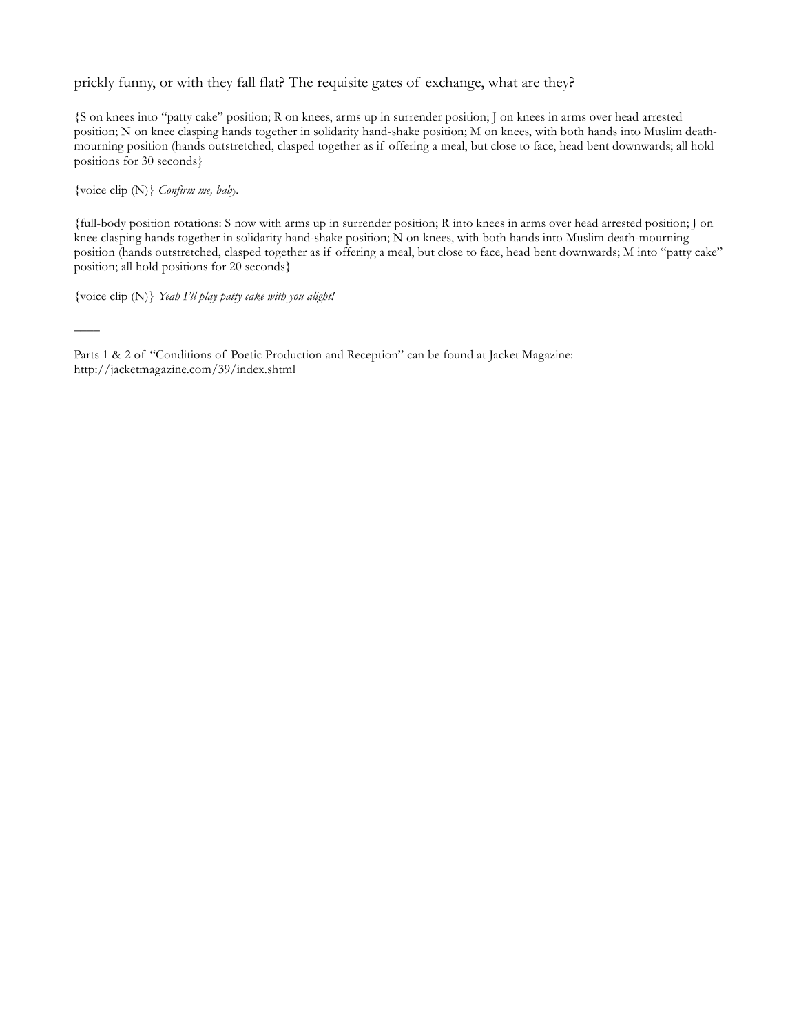prickly funny, or with they fall flat? The requisite gates of exchange, what are they?

{S on knees into "patty cake" position; R on knees, arms up in surrender position; J on knees in arms over head arrested position; N on knee clasping hands together in solidarity hand-shake position; M on knees, with both hands into Muslim death-mourning position (hands outstretched, clasped together as if offering a meal, but close to face, head bent downwards; all hold positions for 30 seconds}

{voice clip (N)} *Confirm me, baby.*

{full-body position rotations: S now with arms up in surrender position; R into knees in arms over head arrested position; J on knee clasping hands together in solidarity hand-shake position; N on knees, with both hands into Muslim death-mourning position (hands outstretched, clasped together as if offering a meal, but close to face, head bent downwards; M into "patty cake" position; all hold positions for 20 seconds}

{voice clip (N)} *Yeah I'll play patty cake with you alight!*

—

Parts 1 & 2 of "Conditions of Poetic Production and Reception" can be found at Jacket Magazine: http://jacketmagazine.com/39/index.shtml